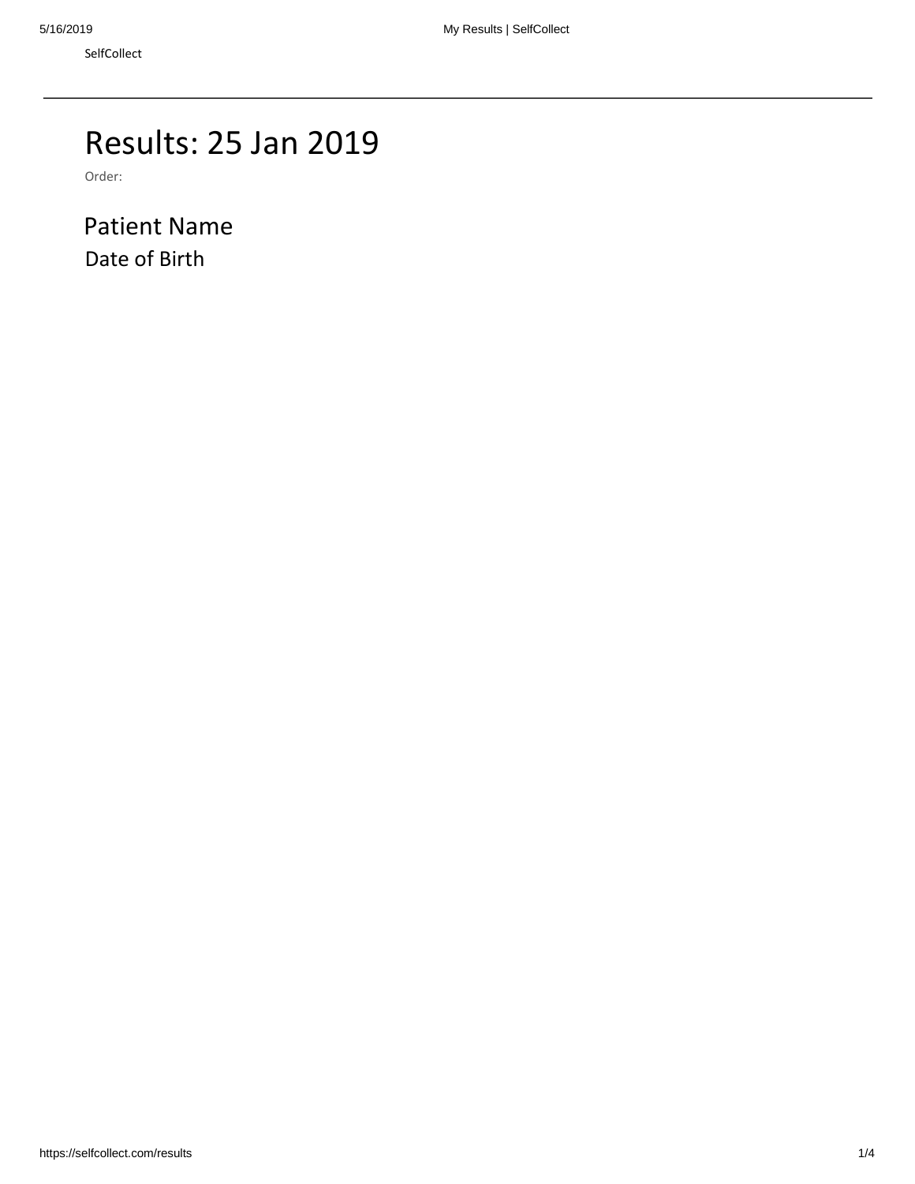SelfCollect

# Results: 25 Jan 2019

Order:

## Patient Name

Date of Birth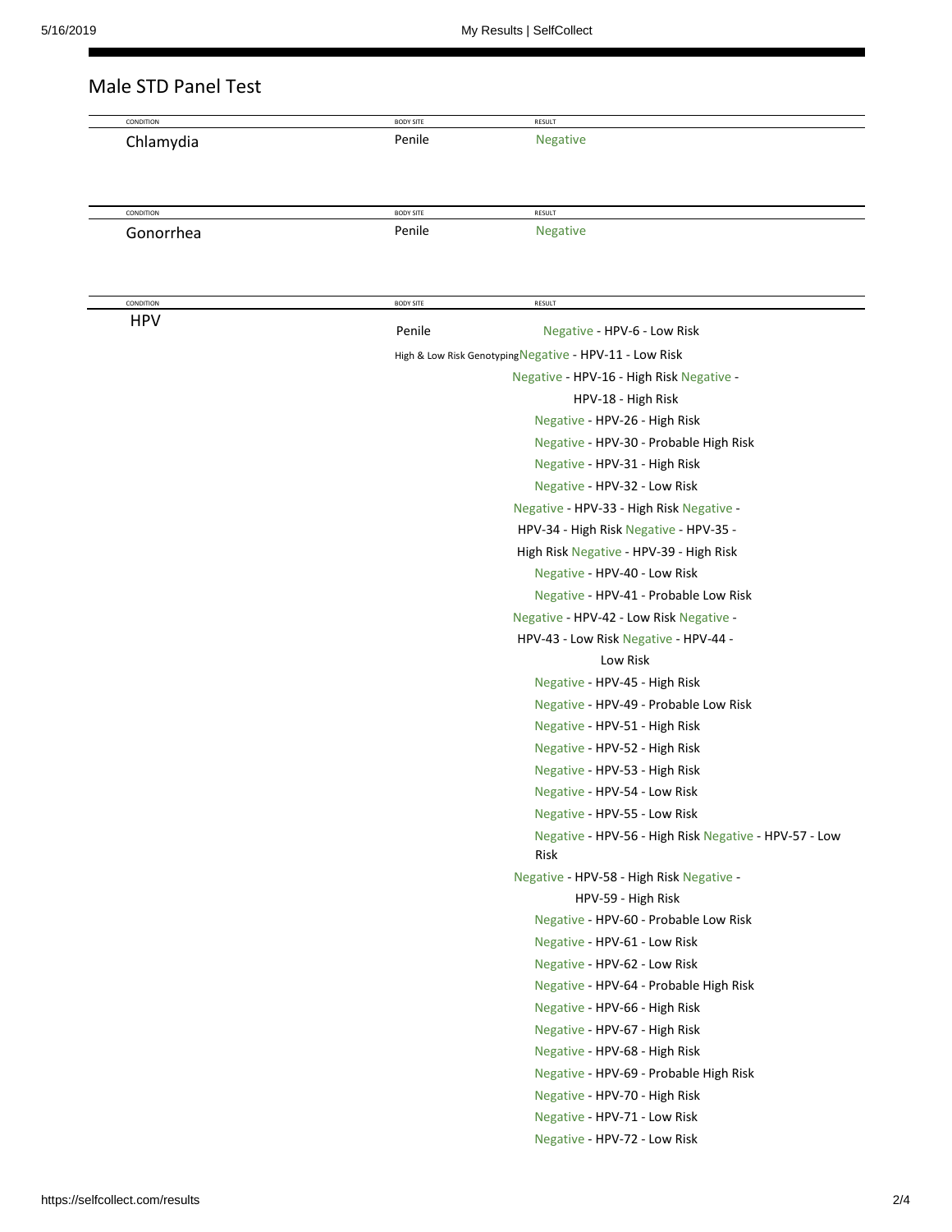## Male STD Panel Test

| CONDITION | BODY SITE | RESULT |
|---|---|---|
| Chlamydia | Penile | Negative |

| CONDITION | BODY SITE | RESULT |
|---|---|---|
| Gonorrhea | Penile | Negative |

| CONDITION | BODY SITE | RESULT |
|---|---|---|
| HPV | Penile<br>High & Low Risk Genotyping | Negative - HPV-6 - Low Risk<br>Negative - HPV-11 - Low Risk<br>Negative - HPV-16 - High Risk<br>Negative - HPV-18 - High Risk<br>Negative - HPV-26 - High Risk<br>Negative - HPV-30 - Probable High Risk<br>Negative - HPV-31 - High Risk<br>Negative - HPV-32 - Low Risk<br>Negative - HPV-33 - High Risk<br>Negative - HPV-34 - High Risk<br>Negative - HPV-35 - High Risk<br>Negative - HPV-39 - High Risk<br>Negative - HPV-40 - Low Risk<br>Negative - HPV-41 - Probable Low Risk<br>Negative - HPV-42 - Low Risk<br>Negative - HPV-43 - Low Risk<br>Negative - HPV-44 - Low Risk<br>Negative - HPV-45 - High Risk<br>Negative - HPV-49 - Probable Low Risk<br>Negative - HPV-51 - High Risk<br>Negative - HPV-52 - High Risk<br>Negative - HPV-53 - High Risk<br>Negative - HPV-54 - Low Risk<br>Negative - HPV-55 - Low Risk<br>Negative - HPV-56 - High Risk<br>Negative - HPV-57 - Low Risk<br>Negative - HPV-58 - High Risk<br>Negative - HPV-59 - High Risk<br>Negative - HPV-60 - Probable Low Risk<br>Negative - HPV-61 - Low Risk<br>Negative - HPV-62 - Low Risk<br>Negative - HPV-64 - Probable High Risk<br>Negative - HPV-66 - High Risk<br>Negative - HPV-67 - High Risk<br>Negative - HPV-68 - High Risk<br>Negative - HPV-69 - Probable High Risk<br>Negative - HPV-70 - High Risk<br>Negative - HPV-71 - Low Risk<br>Negative - HPV-72 - Low Risk |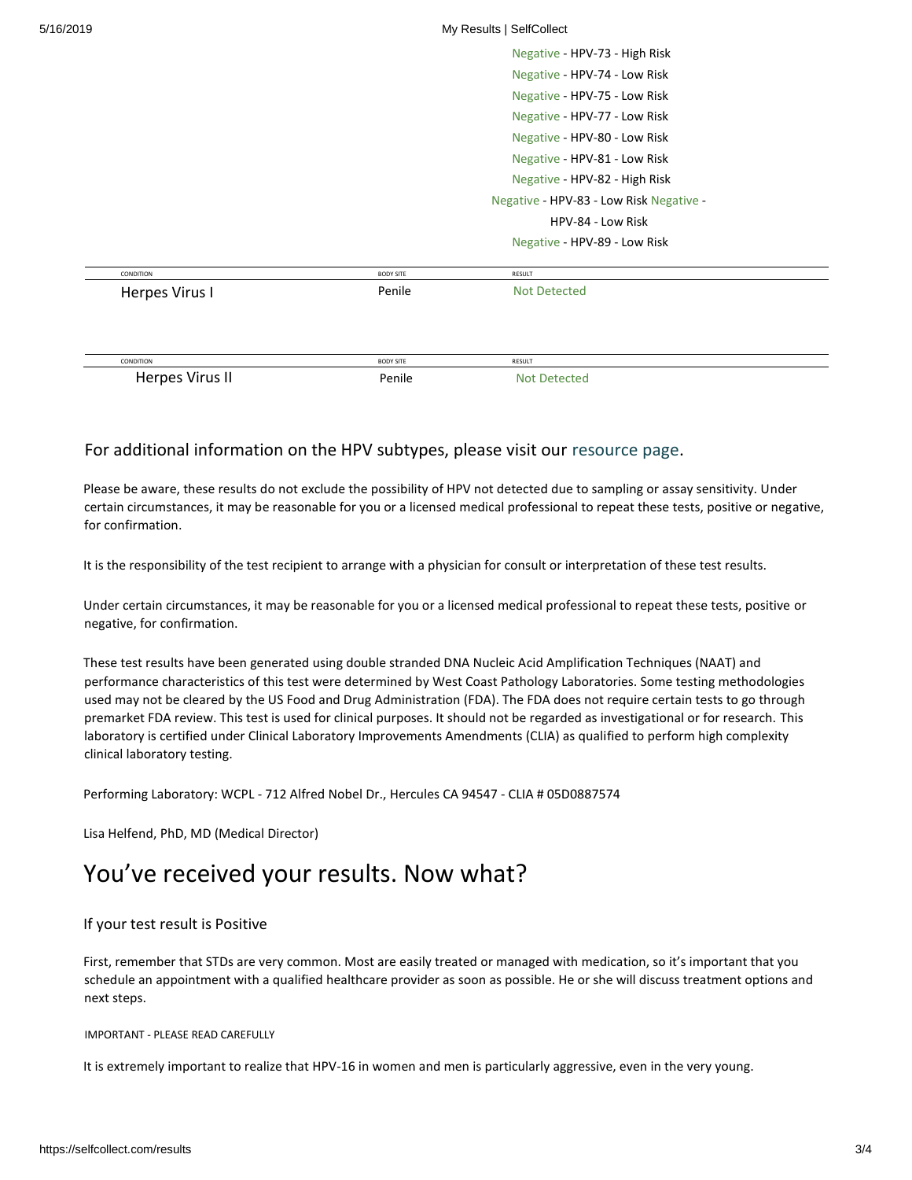Negative - HPV-73 - High Risk
Negative - HPV-74 - Low Risk
Negative - HPV-75 - Low Risk
Negative - HPV-77 - Low Risk
Negative - HPV-80 - Low Risk
Negative - HPV-81 - Low Risk
Negative - HPV-82 - High Risk
Negative - HPV-83 - Low Risk Negative - HPV-84 - Low Risk
Negative - HPV-89 - Low Risk

| CONDITION | BODY SITE | RESULT |
| --- | --- | --- |
| Herpes Virus I | Penile | Not Detected |

| CONDITION | BODY SITE | RESULT |
| --- | --- | --- |
| Herpes Virus II | Penile | Not Detected |

For additional information on the HPV subtypes, please visit our resource page.

Please be aware, these results do not exclude the possibility of HPV not detected due to sampling or assay sensitivity. Under certain circumstances, it may be reasonable for you or a licensed medical professional to repeat these tests, positive or negative, for confirmation.

It is the responsibility of the test recipient to arrange with a physician for consult or interpretation of these test results.

Under certain circumstances, it may be reasonable for you or a licensed medical professional to repeat these tests, positive or negative, for confirmation.

These test results have been generated using double stranded DNA Nucleic Acid Amplification Techniques (NAAT) and performance characteristics of this test were determined by West Coast Pathology Laboratories. Some testing methodologies used may not be cleared by the US Food and Drug Administration (FDA). The FDA does not require certain tests to go through premarket FDA review. This test is used for clinical purposes. It should not be regarded as investigational or for research. This laboratory is certified under Clinical Laboratory Improvements Amendments (CLIA) as qualified to perform high complexity clinical laboratory testing.

Performing Laboratory: WCPL - 712 Alfred Nobel Dr., Hercules CA 94547 - CLIA # 05D0887574

Lisa Helfend, PhD, MD (Medical Director)

# You've received your results. Now what?

### If your test result is Positive

First, remember that STDs are very common. Most are easily treated or managed with medication, so it's important that you schedule an appointment with a qualified healthcare provider as soon as possible. He or she will discuss treatment options and next steps.

IMPORTANT - PLEASE READ CAREFULLY

It is extremely important to realize that HPV-16 in women and men is particularly aggressive, even in the very young.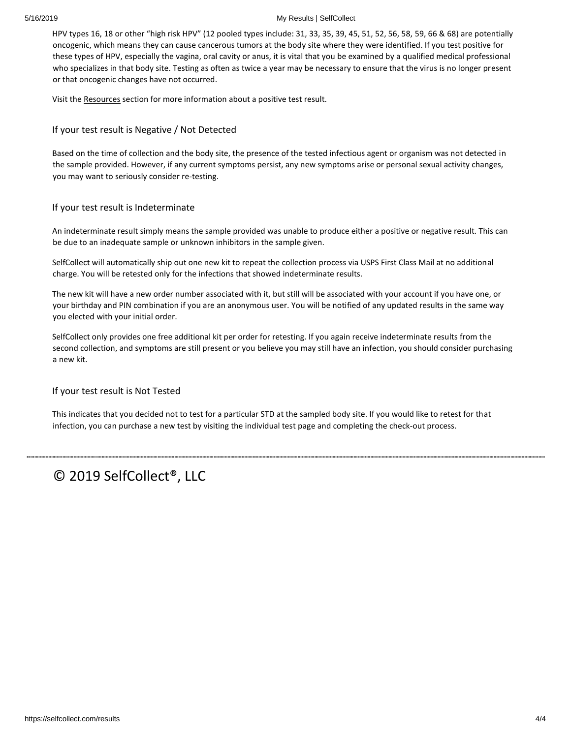HPV types 16, 18 or other "high risk HPV" (12 pooled types include: 31, 33, 35, 39, 45, 51, 52, 56, 58, 59, 66 & 68) are potentially oncogenic, which means they can cause cancerous tumors at the body site where they were identified. If you test positive for these types of HPV, especially the vagina, oral cavity or anus, it is vital that you be examined by a qualified medical professional who specializes in that body site. Testing as often as twice a year may be necessary to ensure that the virus is no longer present or that oncogenic changes have not occurred.

Visit the Resources section for more information about a positive test result.

### If your test result is Negative / Not Detected

Based on the time of collection and the body site, the presence of the tested infectious agent or organism was not detected in the sample provided. However, if any current symptoms persist, any new symptoms arise or personal sexual activity changes, you may want to seriously consider re-testing.

### If your test result is Indeterminate

An indeterminate result simply means the sample provided was unable to produce either a positive or negative result. This can be due to an inadequate sample or unknown inhibitors in the sample given.

SelfCollect will automatically ship out one new kit to repeat the collection process via USPS First Class Mail at no additional charge. You will be retested only for the infections that showed indeterminate results.

The new kit will have a new order number associated with it, but still will be associated with your account if you have one, or your birthday and PIN combination if you are an anonymous user. You will be notified of any updated results in the same way you elected with your initial order.

SelfCollect only provides one free additional kit per order for retesting. If you again receive indeterminate results from the second collection, and symptoms are still present or you believe you may still have an infection, you should consider purchasing a new kit.

### If your test result is Not Tested

This indicates that you decided not to test for a particular STD at the sampled body site. If you would like to retest for that infection, you can purchase a new test by visiting the individual test page and completing the check-out process.

---

© 2019 SelfCollect®, LLC